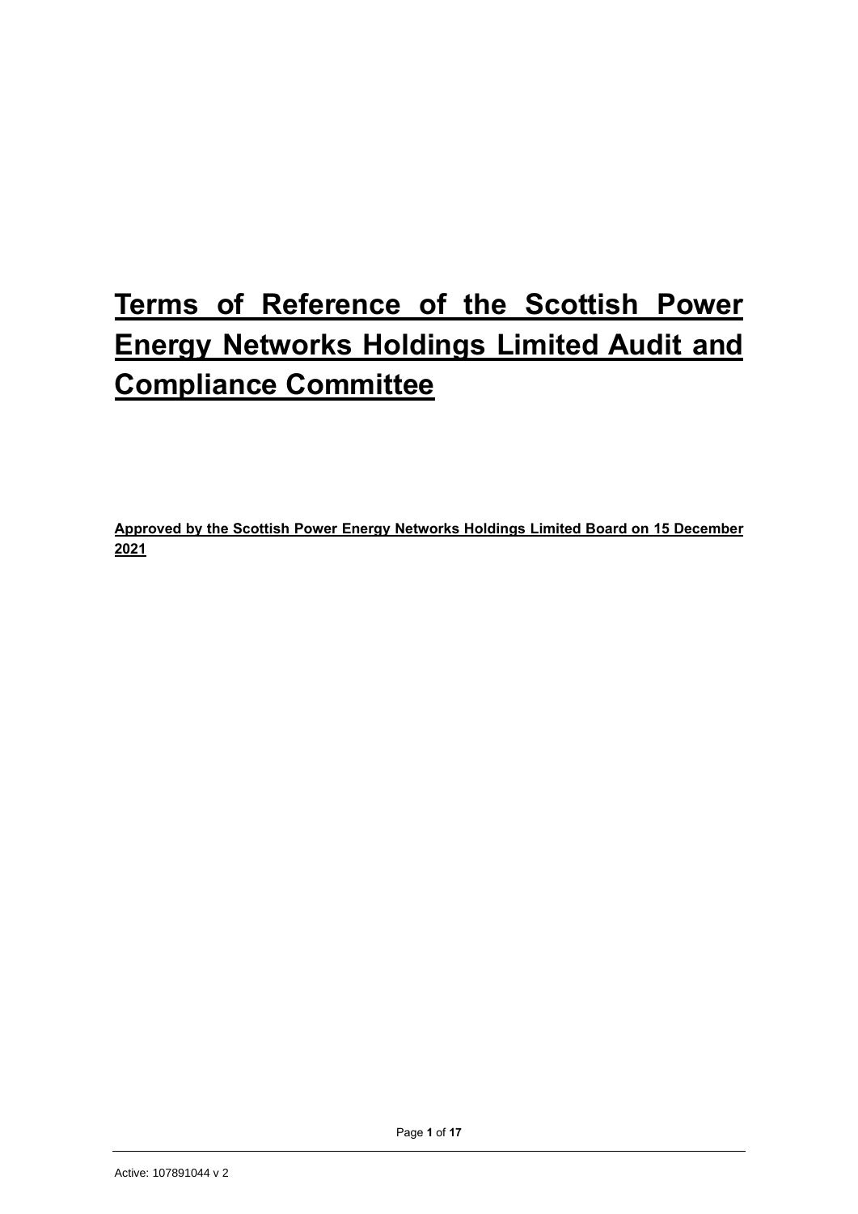# Terms of Reference of the Scottish Power Energy Networks Holdings Limited Audit and Compliance Committee

**Approved by the Scottish Power Energy Networks Holdings Limited Board on 15 December 2021**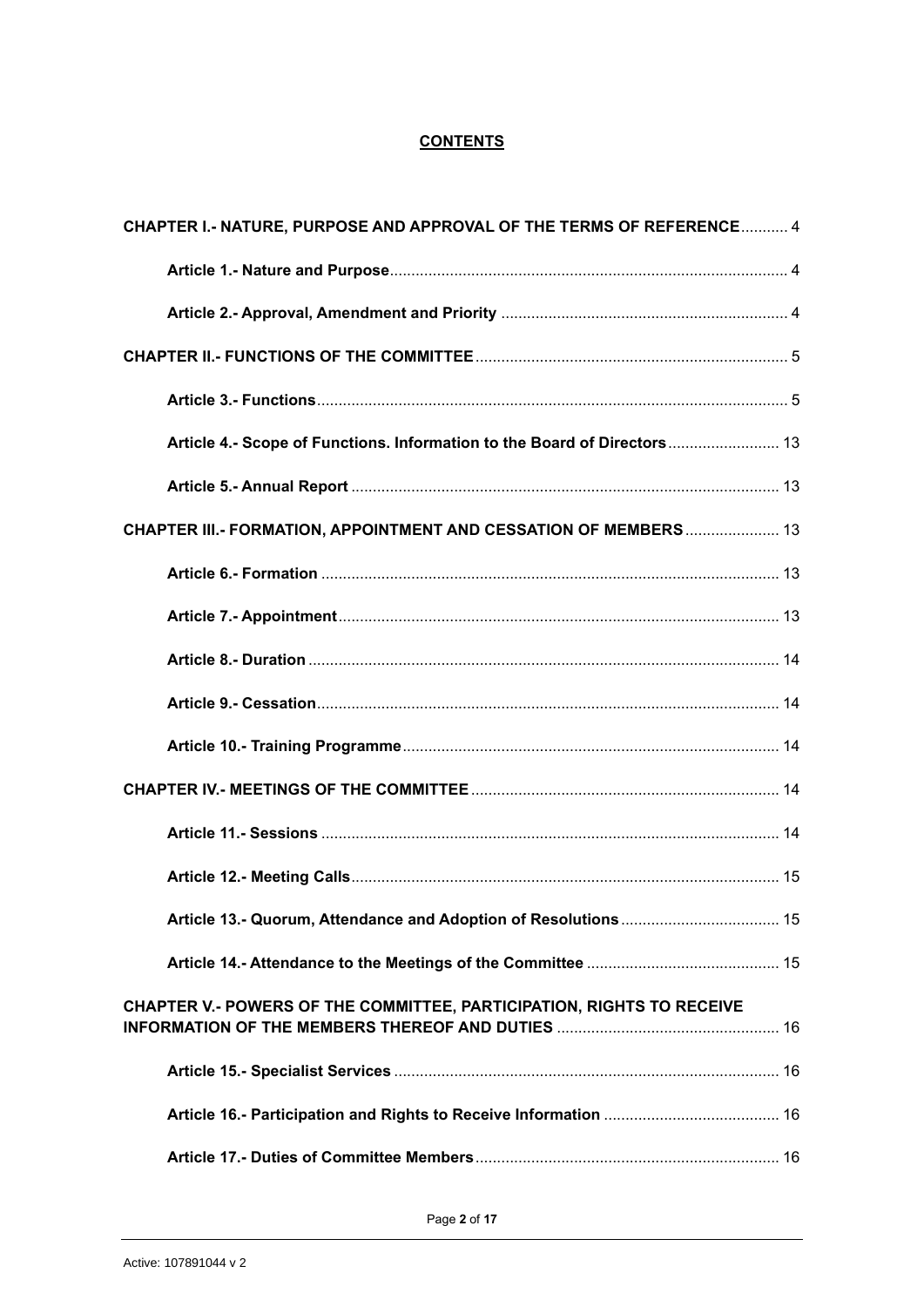# CONTENTS

**CHAPTER I.- NATURE, PURPOSE AND APPROVAL OF THE TERMS OF REFERENCE** ........... 4

**Article 1.- Nature and Purpose** ........... 4

**Article 2.- Approval, Amendment and Priority** ........... 4

**CHAPTER II.- FUNCTIONS OF THE COMMITTEE** ........... 5

**Article 3.- Functions** ........... 5

**Article 4.- Scope of Functions. Information to the Board of Directors** ........... 13

**Article 5.- Annual Report** ........... 13

**CHAPTER III.- FORMATION, APPOINTMENT AND CESSATION OF MEMBERS** ........... 13

**Article 6.- Formation** ........... 13

**Article 7.- Appointment** ........... 13

**Article 8.- Duration** ........... 14

**Article 9.- Cessation** ........... 14

**Article 10.- Training Programme** ........... 14

**CHAPTER IV.- MEETINGS OF THE COMMITTEE** ........... 14

**Article 11.- Sessions** ........... 14

**Article 12.- Meeting Calls** ........... 15

**Article 13.- Quorum, Attendance and Adoption of Resolutions** ........... 15

**Article 14.- Attendance to the Meetings of the Committee** ........... 15

**CHAPTER V.- POWERS OF THE COMMITTEE, PARTICIPATION, RIGHTS TO RECEIVE INFORMATION OF THE MEMBERS THEREOF AND DUTIES** ........... 16

**Article 15.- Specialist Services** ........... 16

**Article 16.- Participation and Rights to Receive Information** ........... 16

**Article 17.- Duties of Committee Members** ........... 16

Active: 107891044 v 2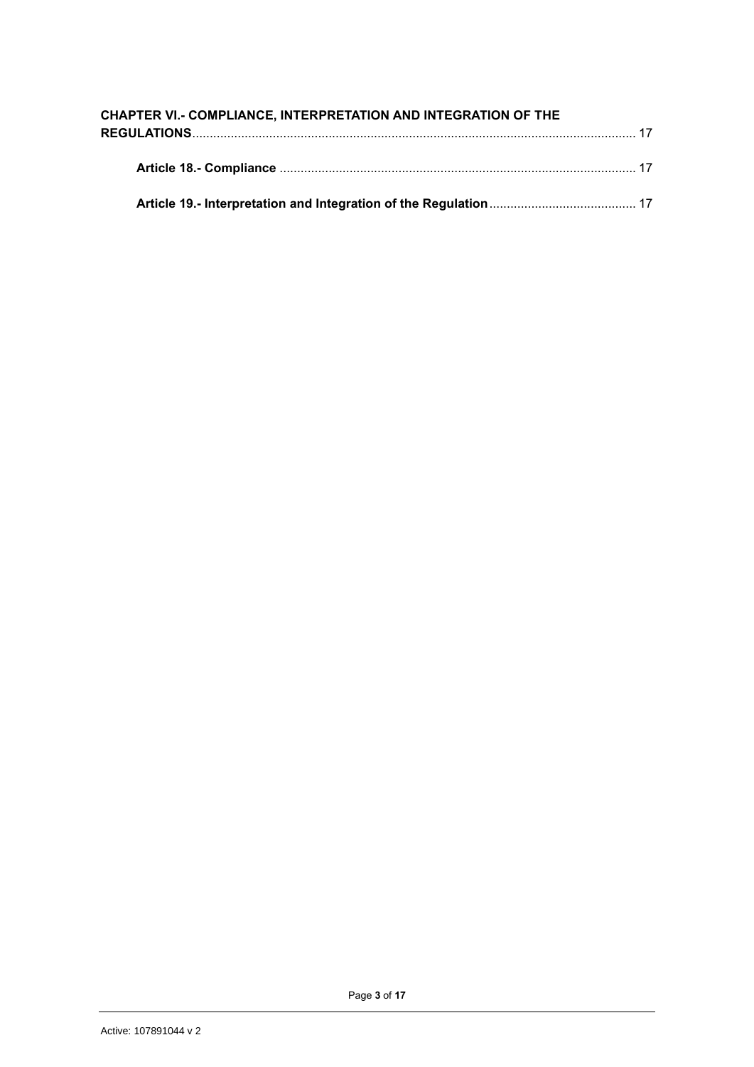**CHAPTER VI.- COMPLIANCE, INTERPRETATION AND INTEGRATION OF THE REGULATIONS**............................................................................................................................ 17

**Article 18.- Compliance** .................................................................................................... 17

**Article 19.- Interpretation and Integration of the Regulation**.......................................... 17

Active: 107891044 v 2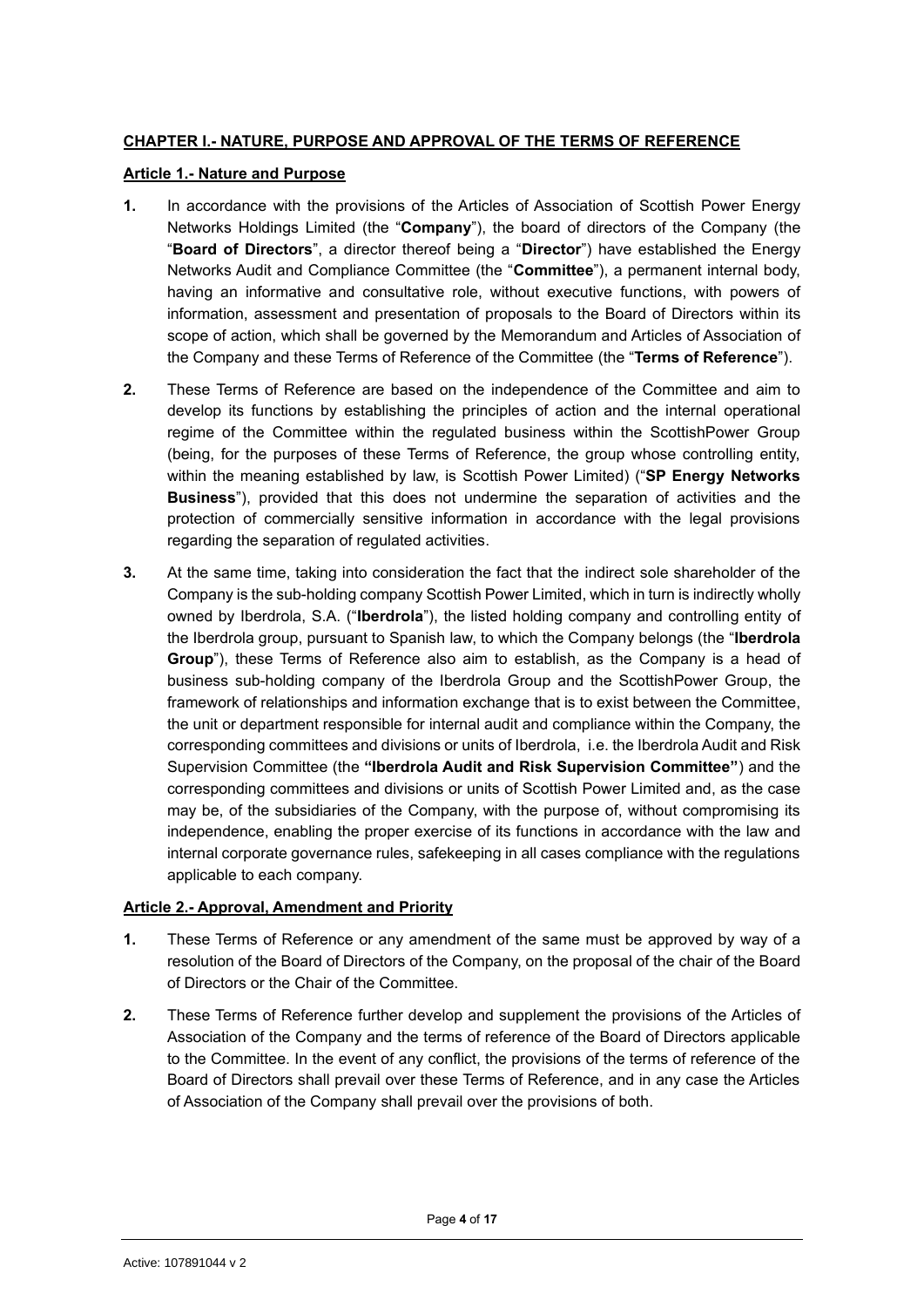## **CHAPTER I.- NATURE, PURPOSE AND APPROVAL OF THE TERMS OF REFERENCE**

### **Article 1.- Nature and Purpose**

**1.** In accordance with the provisions of the Articles of Association of Scottish Power Energy Networks Holdings Limited (the "**Company**"), the board of directors of the Company (the "**Board of Directors**", a director thereof being a "**Director**") have established the Energy Networks Audit and Compliance Committee (the "**Committee**"), a permanent internal body, having an informative and consultative role, without executive functions, with powers of information, assessment and presentation of proposals to the Board of Directors within its scope of action, which shall be governed by the Memorandum and Articles of Association of the Company and these Terms of Reference of the Committee (the "**Terms of Reference**").

**2.** These Terms of Reference are based on the independence of the Committee and aim to develop its functions by establishing the principles of action and the internal operational regime of the Committee within the regulated business within the ScottishPower Group (being, for the purposes of these Terms of Reference, the group whose controlling entity, within the meaning established by law, is Scottish Power Limited) ("**SP Energy Networks Business**"), provided that this does not undermine the separation of activities and the protection of commercially sensitive information in accordance with the legal provisions regarding the separation of regulated activities.

**3.** At the same time, taking into consideration the fact that the indirect sole shareholder of the Company is the sub-holding company Scottish Power Limited, which in turn is indirectly wholly owned by Iberdrola, S.A. ("**Iberdrola**"), the listed holding company and controlling entity of the Iberdrola group, pursuant to Spanish law, to which the Company belongs (the "**Iberdrola Group**"), these Terms of Reference also aim to establish, as the Company is a head of business sub-holding company of the Iberdrola Group and the ScottishPower Group, the framework of relationships and information exchange that is to exist between the Committee, the unit or department responsible for internal audit and compliance within the Company, the corresponding committees and divisions or units of Iberdrola, i.e. the Iberdrola Audit and Risk Supervision Committee (the **"Iberdrola Audit and Risk Supervision Committee"**) and the corresponding committees and divisions or units of Scottish Power Limited and, as the case may be, of the subsidiaries of the Company, with the purpose of, without compromising its independence, enabling the proper exercise of its functions in accordance with the law and internal corporate governance rules, safekeeping in all cases compliance with the regulations applicable to each company.

### **Article 2.- Approval, Amendment and Priority**

**1.** These Terms of Reference or any amendment of the same must be approved by way of a resolution of the Board of Directors of the Company, on the proposal of the chair of the Board of Directors or the Chair of the Committee.

**2.** These Terms of Reference further develop and supplement the provisions of the Articles of Association of the Company and the terms of reference of the Board of Directors applicable to the Committee. In the event of any conflict, the provisions of the terms of reference of the Board of Directors shall prevail over these Terms of Reference, and in any case the Articles of Association of the Company shall prevail over the provisions of both.

Active: 107891044 v 2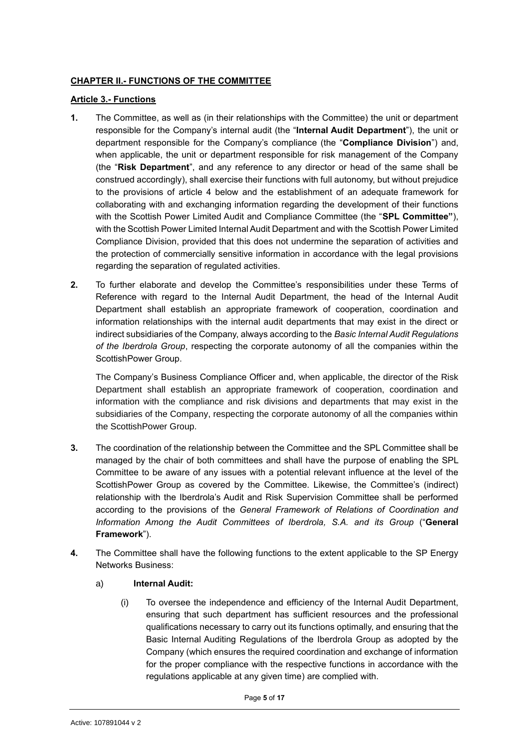## **CHAPTER II.- FUNCTIONS OF THE COMMITTEE**

### **Article 3.- Functions**

**1.** The Committee, as well as (in their relationships with the Committee) the unit or department responsible for the Company's internal audit (the "**Internal Audit Department**"), the unit or department responsible for the Company's compliance (the "**Compliance Division**") and, when applicable, the unit or department responsible for risk management of the Company (the "**Risk Department**", and any reference to any director or head of the same shall be construed accordingly), shall exercise their functions with full autonomy, but without prejudice to the provisions of article 4 below and the establishment of an adequate framework for collaborating with and exchanging information regarding the development of their functions with the Scottish Power Limited Audit and Compliance Committee (the "**SPL Committee"**), with the Scottish Power Limited Internal Audit Department and with the Scottish Power Limited Compliance Division, provided that this does not undermine the separation of activities and the protection of commercially sensitive information in accordance with the legal provisions regarding the separation of regulated activities.

**2.** To further elaborate and develop the Committee's responsibilities under these Terms of Reference with regard to the Internal Audit Department, the head of the Internal Audit Department shall establish an appropriate framework of cooperation, coordination and information relationships with the internal audit departments that may exist in the direct or indirect subsidiaries of the Company, always according to the *Basic Internal Audit Regulations of the Iberdrola Group*, respecting the corporate autonomy of all the companies within the ScottishPower Group.

The Company's Business Compliance Officer and, when applicable, the director of the Risk Department shall establish an appropriate framework of cooperation, coordination and information with the compliance and risk divisions and departments that may exist in the subsidiaries of the Company, respecting the corporate autonomy of all the companies within the ScottishPower Group.

**3.** The coordination of the relationship between the Committee and the SPL Committee shall be managed by the chair of both committees and shall have the purpose of enabling the SPL Committee to be aware of any issues with a potential relevant influence at the level of the ScottishPower Group as covered by the Committee. Likewise, the Committee's (indirect) relationship with the Iberdrola's Audit and Risk Supervision Committee shall be performed according to the provisions of the *General Framework of Relations of Coordination and Information Among the Audit Committees of Iberdrola, S.A. and its Group* ("**General Framework**").

**4.** The Committee shall have the following functions to the extent applicable to the SP Energy Networks Business:

a) **Internal Audit:**

(i) To oversee the independence and efficiency of the Internal Audit Department, ensuring that such department has sufficient resources and the professional qualifications necessary to carry out its functions optimally, and ensuring that the Basic Internal Auditing Regulations of the Iberdrola Group as adopted by the Company (which ensures the required coordination and exchange of information for the proper compliance with the respective functions in accordance with the regulations applicable at any given time) are complied with.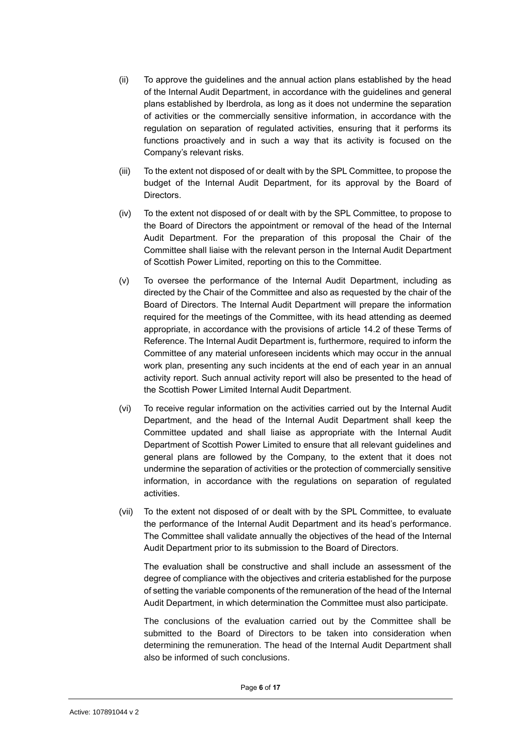(ii) To approve the guidelines and the annual action plans established by the head of the Internal Audit Department, in accordance with the guidelines and general plans established by Iberdrola, as long as it does not undermine the separation of activities or the commercially sensitive information, in accordance with the regulation on separation of regulated activities, ensuring that it performs its functions proactively and in such a way that its activity is focused on the Company's relevant risks.

(iii) To the extent not disposed of or dealt with by the SPL Committee, to propose the budget of the Internal Audit Department, for its approval by the Board of Directors.

(iv) To the extent not disposed of or dealt with by the SPL Committee, to propose to the Board of Directors the appointment or removal of the head of the Internal Audit Department. For the preparation of this proposal the Chair of the Committee shall liaise with the relevant person in the Internal Audit Department of Scottish Power Limited, reporting on this to the Committee.

(v) To oversee the performance of the Internal Audit Department, including as directed by the Chair of the Committee and also as requested by the chair of the Board of Directors. The Internal Audit Department will prepare the information required for the meetings of the Committee, with its head attending as deemed appropriate, in accordance with the provisions of article 14.2 of these Terms of Reference. The Internal Audit Department is, furthermore, required to inform the Committee of any material unforeseen incidents which may occur in the annual work plan, presenting any such incidents at the end of each year in an annual activity report. Such annual activity report will also be presented to the head of the Scottish Power Limited Internal Audit Department.

(vi) To receive regular information on the activities carried out by the Internal Audit Department, and the head of the Internal Audit Department shall keep the Committee updated and shall liaise as appropriate with the Internal Audit Department of Scottish Power Limited to ensure that all relevant guidelines and general plans are followed by the Company, to the extent that it does not undermine the separation of activities or the protection of commercially sensitive information, in accordance with the regulations on separation of regulated activities.

(vii) To the extent not disposed of or dealt with by the SPL Committee, to evaluate the performance of the Internal Audit Department and its head's performance. The Committee shall validate annually the objectives of the head of the Internal Audit Department prior to its submission to the Board of Directors.

The evaluation shall be constructive and shall include an assessment of the degree of compliance with the objectives and criteria established for the purpose of setting the variable components of the remuneration of the head of the Internal Audit Department, in which determination the Committee must also participate.

The conclusions of the evaluation carried out by the Committee shall be submitted to the Board of Directors to be taken into consideration when determining the remuneration. The head of the Internal Audit Department shall also be informed of such conclusions.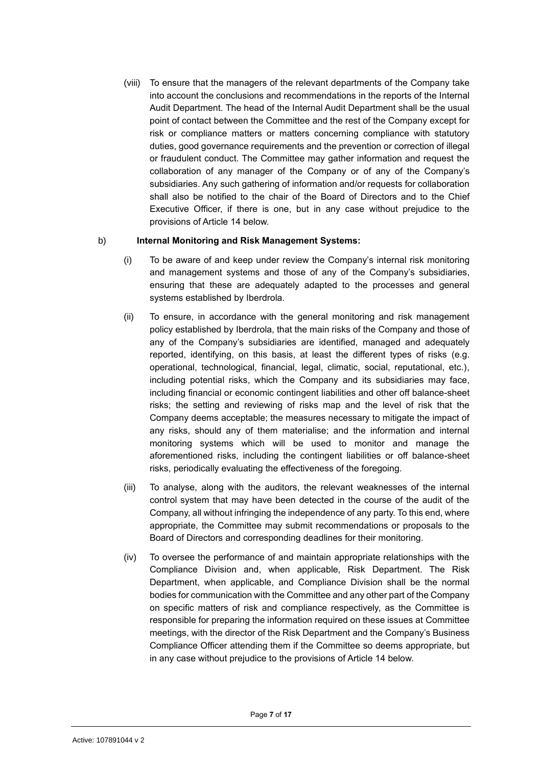(viii) To ensure that the managers of the relevant departments of the Company take into account the conclusions and recommendations in the reports of the Internal Audit Department. The head of the Internal Audit Department shall be the usual point of contact between the Committee and the rest of the Company except for risk or compliance matters or matters concerning compliance with statutory duties, good governance requirements and the prevention or correction of illegal or fraudulent conduct. The Committee may gather information and request the collaboration of any manager of the Company or of any of the Company's subsidiaries. Any such gathering of information and/or requests for collaboration shall also be notified to the chair of the Board of Directors and to the Chief Executive Officer, if there is one, but in any case without prejudice to the provisions of Article 14 below.

b) **Internal Monitoring and Risk Management Systems:**

(i) To be aware of and keep under review the Company's internal risk monitoring and management systems and those of any of the Company's subsidiaries, ensuring that these are adequately adapted to the processes and general systems established by Iberdrola.

(ii) To ensure, in accordance with the general monitoring and risk management policy established by Iberdrola, that the main risks of the Company and those of any of the Company's subsidiaries are identified, managed and adequately reported, identifying, on this basis, at least the different types of risks (e.g. operational, technological, financial, legal, climatic, social, reputational, etc.), including potential risks, which the Company and its subsidiaries may face, including financial or economic contingent liabilities and other off balance-sheet risks; the setting and reviewing of risks map and the level of risk that the Company deems acceptable; the measures necessary to mitigate the impact of any risks, should any of them materialise; and the information and internal monitoring systems which will be used to monitor and manage the aforementioned risks, including the contingent liabilities or off balance-sheet risks, periodically evaluating the effectiveness of the foregoing.

(iii) To analyse, along with the auditors, the relevant weaknesses of the internal control system that may have been detected in the course of the audit of the Company, all without infringing the independence of any party. To this end, where appropriate, the Committee may submit recommendations or proposals to the Board of Directors and corresponding deadlines for their monitoring.

(iv) To oversee the performance of and maintain appropriate relationships with the Compliance Division and, when applicable, Risk Department. The Risk Department, when applicable, and Compliance Division shall be the normal bodies for communication with the Committee and any other part of the Company on specific matters of risk and compliance respectively, as the Committee is responsible for preparing the information required on these issues at Committee meetings, with the director of the Risk Department and the Company's Business Compliance Officer attending them if the Committee so deems appropriate, but in any case without prejudice to the provisions of Article 14 below.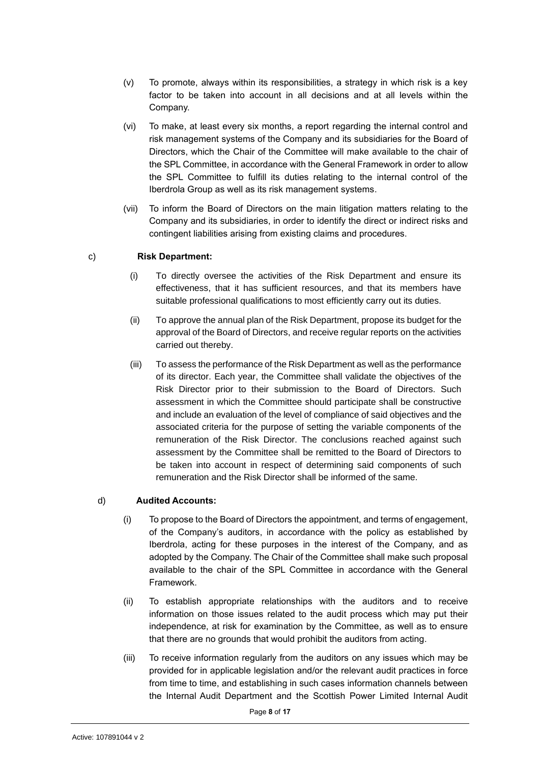(v) To promote, always within its responsibilities, a strategy in which risk is a key factor to be taken into account in all decisions and at all levels within the Company.

(vi) To make, at least every six months, a report regarding the internal control and risk management systems of the Company and its subsidiaries for the Board of Directors, which the Chair of the Committee will make available to the chair of the SPL Committee, in accordance with the General Framework in order to allow the SPL Committee to fulfill its duties relating to the internal control of the Iberdrola Group as well as its risk management systems.

(vii) To inform the Board of Directors on the main litigation matters relating to the Company and its subsidiaries, in order to identify the direct or indirect risks and contingent liabilities arising from existing claims and procedures.

c) **Risk Department:**

(i) To directly oversee the activities of the Risk Department and ensure its effectiveness, that it has sufficient resources, and that its members have suitable professional qualifications to most efficiently carry out its duties.

(ii) To approve the annual plan of the Risk Department, propose its budget for the approval of the Board of Directors, and receive regular reports on the activities carried out thereby.

(iii) To assess the performance of the Risk Department as well as the performance of its director. Each year, the Committee shall validate the objectives of the Risk Director prior to their submission to the Board of Directors. Such assessment in which the Committee should participate shall be constructive and include an evaluation of the level of compliance of said objectives and the associated criteria for the purpose of setting the variable components of the remuneration of the Risk Director. The conclusions reached against such assessment by the Committee shall be remitted to the Board of Directors to be taken into account in respect of determining said components of such remuneration and the Risk Director shall be informed of the same.

d) **Audited Accounts:**

(i) To propose to the Board of Directors the appointment, and terms of engagement, of the Company's auditors, in accordance with the policy as established by Iberdrola, acting for these purposes in the interest of the Company, and as adopted by the Company. The Chair of the Committee shall make such proposal available to the chair of the SPL Committee in accordance with the General Framework.

(ii) To establish appropriate relationships with the auditors and to receive information on those issues related to the audit process which may put their independence, at risk for examination by the Committee, as well as to ensure that there are no grounds that would prohibit the auditors from acting.

(iii) To receive information regularly from the auditors on any issues which may be provided for in applicable legislation and/or the relevant audit practices in force from time to time, and establishing in such cases information channels between the Internal Audit Department and the Scottish Power Limited Internal Audit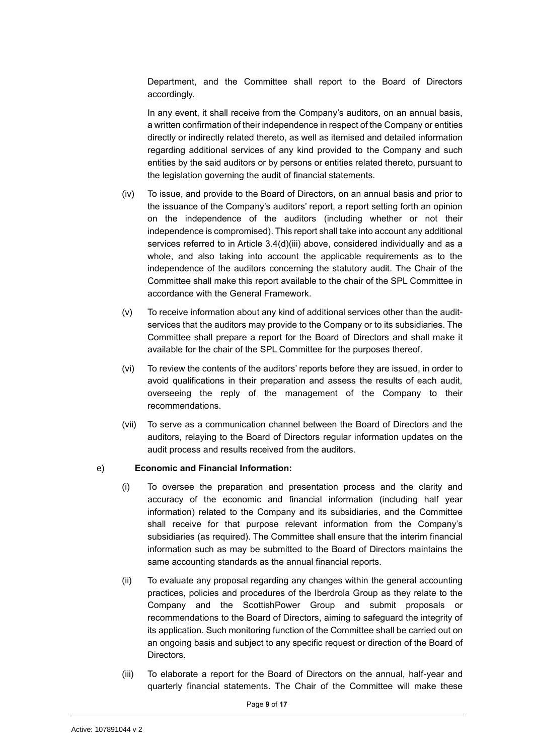Department, and the Committee shall report to the Board of Directors accordingly.

In any event, it shall receive from the Company's auditors, on an annual basis, a written confirmation of their independence in respect of the Company or entities directly or indirectly related thereto, as well as itemised and detailed information regarding additional services of any kind provided to the Company and such entities by the said auditors or by persons or entities related thereto, pursuant to the legislation governing the audit of financial statements.

(iv) To issue, and provide to the Board of Directors, on an annual basis and prior to the issuance of the Company's auditors' report, a report setting forth an opinion on the independence of the auditors (including whether or not their independence is compromised). This report shall take into account any additional services referred to in Article 3.4(d)(iii) above, considered individually and as a whole, and also taking into account the applicable requirements as to the independence of the auditors concerning the statutory audit. The Chair of the Committee shall make this report available to the chair of the SPL Committee in accordance with the General Framework.

(v) To receive information about any kind of additional services other than the audit-services that the auditors may provide to the Company or to its subsidiaries. The Committee shall prepare a report for the Board of Directors and shall make it available for the chair of the SPL Committee for the purposes thereof.

(vi) To review the contents of the auditors' reports before they are issued, in order to avoid qualifications in their preparation and assess the results of each audit, overseeing the reply of the management of the Company to their recommendations.

(vii) To serve as a communication channel between the Board of Directors and the auditors, relaying to the Board of Directors regular information updates on the audit process and results received from the auditors.

e) **Economic and Financial Information:**

(i) To oversee the preparation and presentation process and the clarity and accuracy of the economic and financial information (including half year information) related to the Company and its subsidiaries, and the Committee shall receive for that purpose relevant information from the Company's subsidiaries (as required). The Committee shall ensure that the interim financial information such as may be submitted to the Board of Directors maintains the same accounting standards as the annual financial reports.

(ii) To evaluate any proposal regarding any changes within the general accounting practices, policies and procedures of the Iberdrola Group as they relate to the Company and the ScottishPower Group and submit proposals or recommendations to the Board of Directors, aiming to safeguard the integrity of its application. Such monitoring function of the Committee shall be carried out on an ongoing basis and subject to any specific request or direction of the Board of Directors.

(iii) To elaborate a report for the Board of Directors on the annual, half-year and quarterly financial statements. The Chair of the Committee will make these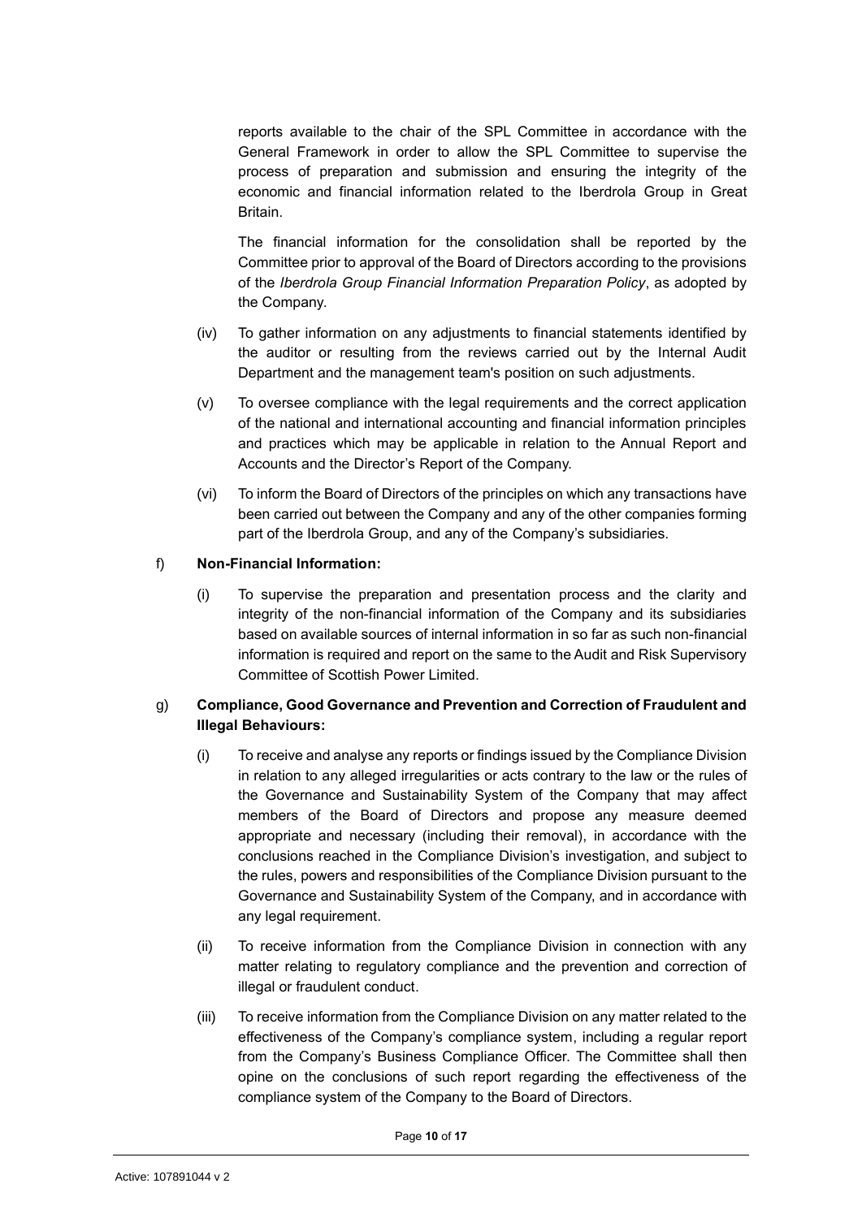reports available to the chair of the SPL Committee in accordance with the General Framework in order to allow the SPL Committee to supervise the process of preparation and submission and ensuring the integrity of the economic and financial information related to the Iberdrola Group in Great Britain.

The financial information for the consolidation shall be reported by the Committee prior to approval of the Board of Directors according to the provisions of the *Iberdrola Group Financial Information Preparation Policy*, as adopted by the Company.

(iv) To gather information on any adjustments to financial statements identified by the auditor or resulting from the reviews carried out by the Internal Audit Department and the management team's position on such adjustments.

(v) To oversee compliance with the legal requirements and the correct application of the national and international accounting and financial information principles and practices which may be applicable in relation to the Annual Report and Accounts and the Director's Report of the Company.

(vi) To inform the Board of Directors of the principles on which any transactions have been carried out between the Company and any of the other companies forming part of the Iberdrola Group, and any of the Company's subsidiaries.

f) **Non-Financial Information:**

(i) To supervise the preparation and presentation process and the clarity and integrity of the non-financial information of the Company and its subsidiaries based on available sources of internal information in so far as such non-financial information is required and report on the same to the Audit and Risk Supervisory Committee of Scottish Power Limited.

g) **Compliance, Good Governance and Prevention and Correction of Fraudulent and Illegal Behaviours:**

(i) To receive and analyse any reports or findings issued by the Compliance Division in relation to any alleged irregularities or acts contrary to the law or the rules of the Governance and Sustainability System of the Company that may affect members of the Board of Directors and propose any measure deemed appropriate and necessary (including their removal), in accordance with the conclusions reached in the Compliance Division's investigation, and subject to the rules, powers and responsibilities of the Compliance Division pursuant to the Governance and Sustainability System of the Company, and in accordance with any legal requirement.

(ii) To receive information from the Compliance Division in connection with any matter relating to regulatory compliance and the prevention and correction of illegal or fraudulent conduct.

(iii) To receive information from the Compliance Division on any matter related to the effectiveness of the Company's compliance system, including a regular report from the Company's Business Compliance Officer. The Committee shall then opine on the conclusions of such report regarding the effectiveness of the compliance system of the Company to the Board of Directors.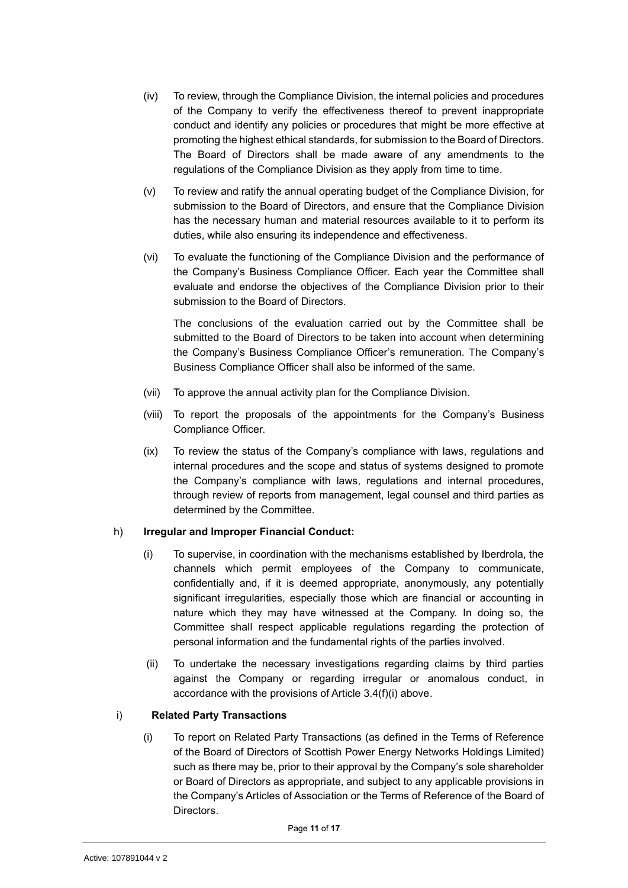(iv) To review, through the Compliance Division, the internal policies and procedures of the Company to verify the effectiveness thereof to prevent inappropriate conduct and identify any policies or procedures that might be more effective at promoting the highest ethical standards, for submission to the Board of Directors. The Board of Directors shall be made aware of any amendments to the regulations of the Compliance Division as they apply from time to time.

(v) To review and ratify the annual operating budget of the Compliance Division, for submission to the Board of Directors, and ensure that the Compliance Division has the necessary human and material resources available to it to perform its duties, while also ensuring its independence and effectiveness.

(vi) To evaluate the functioning of the Compliance Division and the performance of the Company's Business Compliance Officer. Each year the Committee shall evaluate and endorse the objectives of the Compliance Division prior to their submission to the Board of Directors.

The conclusions of the evaluation carried out by the Committee shall be submitted to the Board of Directors to be taken into account when determining the Company's Business Compliance Officer's remuneration. The Company's Business Compliance Officer shall also be informed of the same.

(vii) To approve the annual activity plan for the Compliance Division.

(viii) To report the proposals of the appointments for the Company's Business Compliance Officer.

(ix) To review the status of the Company's compliance with laws, regulations and internal procedures and the scope and status of systems designed to promote the Company's compliance with laws, regulations and internal procedures, through review of reports from management, legal counsel and third parties as determined by the Committee.

h) **Irregular and Improper Financial Conduct:**

(i) To supervise, in coordination with the mechanisms established by Iberdrola, the channels which permit employees of the Company to communicate, confidentially and, if it is deemed appropriate, anonymously, any potentially significant irregularities, especially those which are financial or accounting in nature which they may have witnessed at the Company. In doing so, the Committee shall respect applicable regulations regarding the protection of personal information and the fundamental rights of the parties involved.

(ii) To undertake the necessary investigations regarding claims by third parties against the Company or regarding irregular or anomalous conduct, in accordance with the provisions of Article 3.4(f)(i) above.

i) **Related Party Transactions**

(i) To report on Related Party Transactions (as defined in the Terms of Reference of the Board of Directors of Scottish Power Energy Networks Holdings Limited) such as there may be, prior to their approval by the Company's sole shareholder or Board of Directors as appropriate, and subject to any applicable provisions in the Company's Articles of Association or the Terms of Reference of the Board of Directors.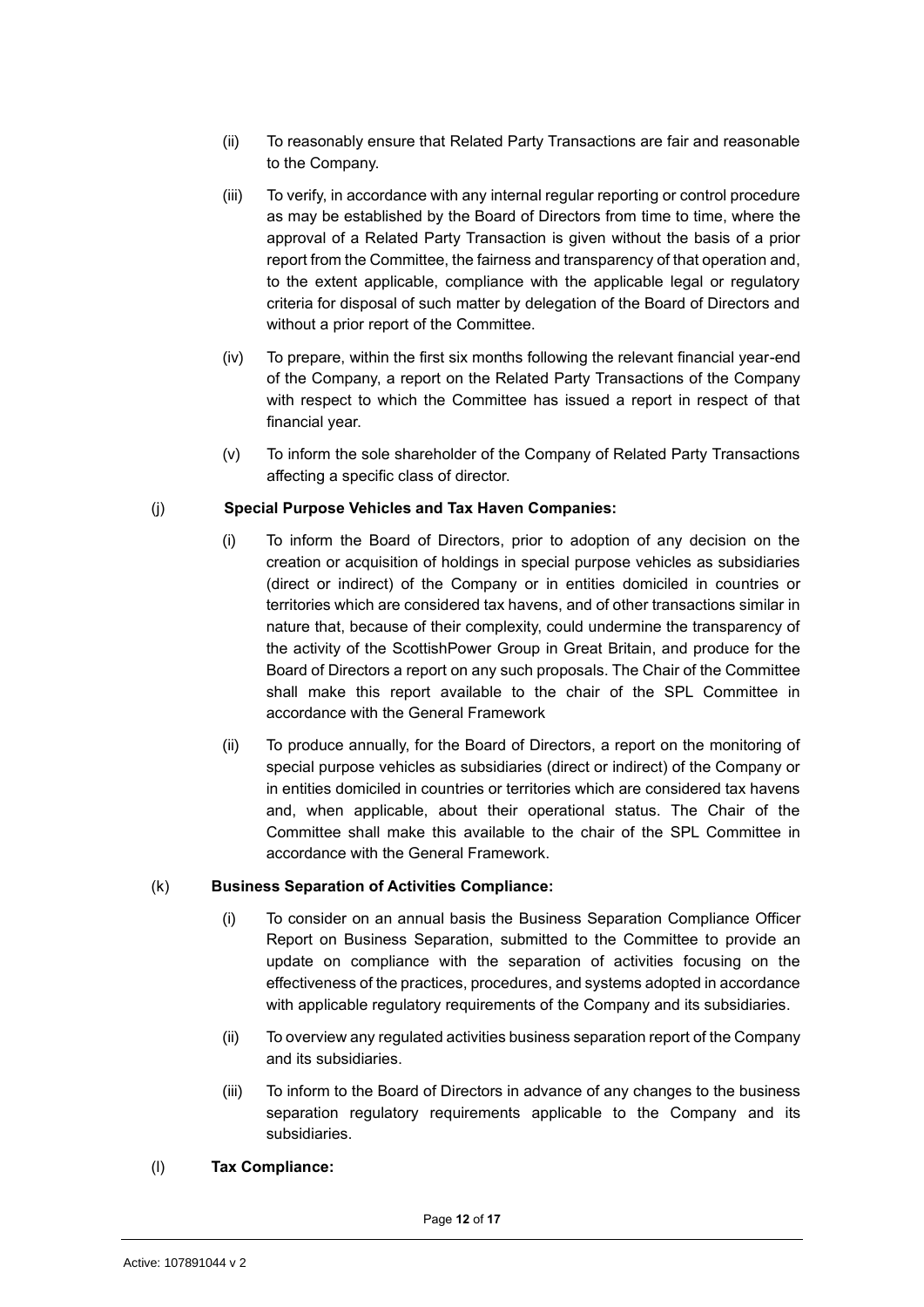(ii) To reasonably ensure that Related Party Transactions are fair and reasonable to the Company.

(iii) To verify, in accordance with any internal regular reporting or control procedure as may be established by the Board of Directors from time to time, where the approval of a Related Party Transaction is given without the basis of a prior report from the Committee, the fairness and transparency of that operation and, to the extent applicable, compliance with the applicable legal or regulatory criteria for disposal of such matter by delegation of the Board of Directors and without a prior report of the Committee.

(iv) To prepare, within the first six months following the relevant financial year-end of the Company, a report on the Related Party Transactions of the Company with respect to which the Committee has issued a report in respect of that financial year.

(v) To inform the sole shareholder of the Company of Related Party Transactions affecting a specific class of director.

(j) **Special Purpose Vehicles and Tax Haven Companies:**

(i) To inform the Board of Directors, prior to adoption of any decision on the creation or acquisition of holdings in special purpose vehicles as subsidiaries (direct or indirect) of the Company or in entities domiciled in countries or territories which are considered tax havens, and of other transactions similar in nature that, because of their complexity, could undermine the transparency of the activity of the ScottishPower Group in Great Britain, and produce for the Board of Directors a report on any such proposals. The Chair of the Committee shall make this report available to the chair of the SPL Committee in accordance with the General Framework

(ii) To produce annually, for the Board of Directors, a report on the monitoring of special purpose vehicles as subsidiaries (direct or indirect) of the Company or in entities domiciled in countries or territories which are considered tax havens and, when applicable, about their operational status. The Chair of the Committee shall make this available to the chair of the SPL Committee in accordance with the General Framework.

(k) **Business Separation of Activities Compliance:**

(i) To consider on an annual basis the Business Separation Compliance Officer Report on Business Separation, submitted to the Committee to provide an update on compliance with the separation of activities focusing on the effectiveness of the practices, procedures, and systems adopted in accordance with applicable regulatory requirements of the Company and its subsidiaries.

(ii) To overview any regulated activities business separation report of the Company and its subsidiaries.

(iii) To inform to the Board of Directors in advance of any changes to the business separation regulatory requirements applicable to the Company and its subsidiaries.

(l) **Tax Compliance:**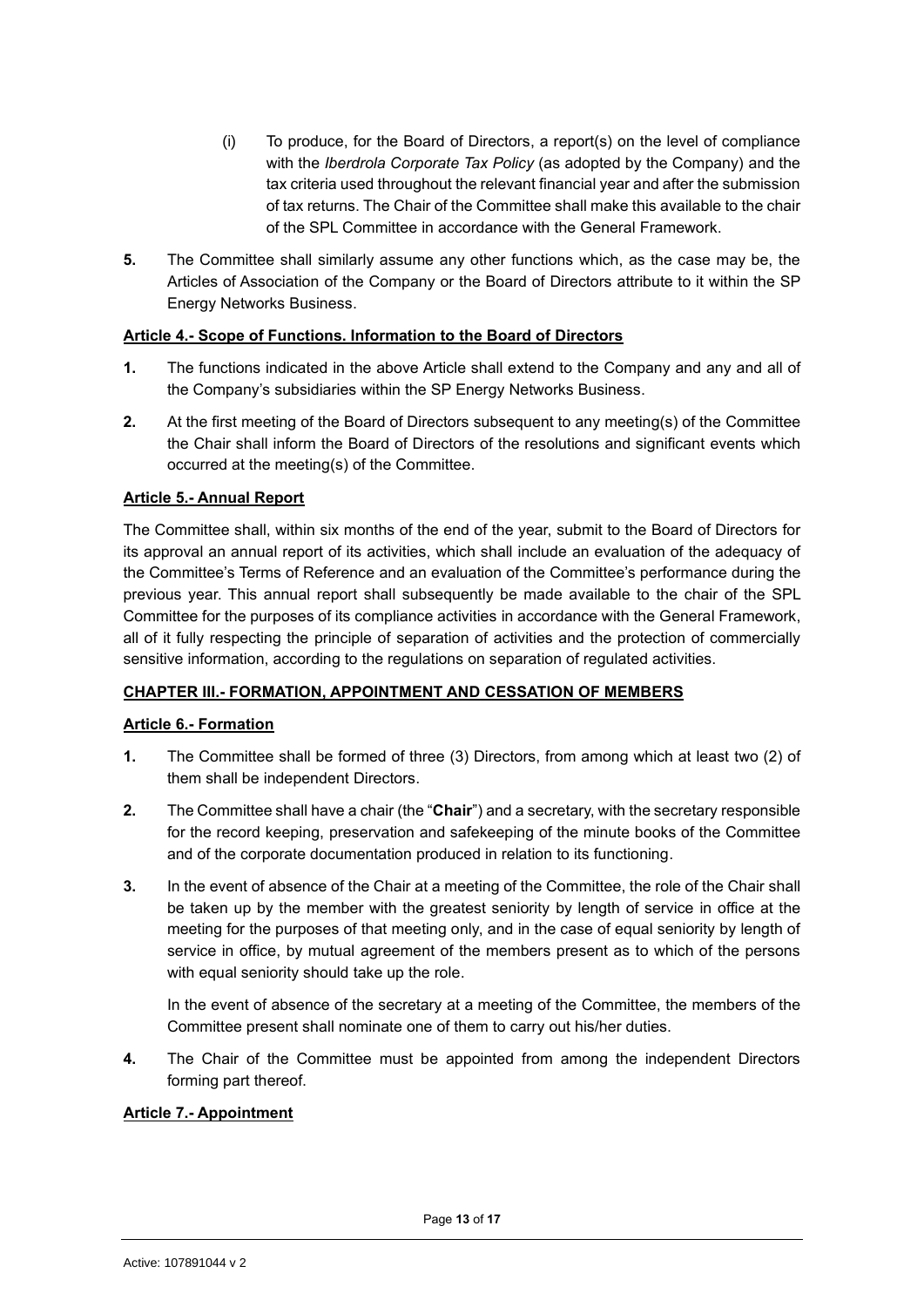(i) To produce, for the Board of Directors, a report(s) on the level of compliance with the *Iberdrola Corporate Tax Policy* (as adopted by the Company) and the tax criteria used throughout the relevant financial year and after the submission of tax returns. The Chair of the Committee shall make this available to the chair of the SPL Committee in accordance with the General Framework.

**5.** The Committee shall similarly assume any other functions which, as the case may be, the Articles of Association of the Company or the Board of Directors attribute to it within the SP Energy Networks Business.

**Article 4.- Scope of Functions. Information to the Board of Directors**

**1.** The functions indicated in the above Article shall extend to the Company and any and all of the Company's subsidiaries within the SP Energy Networks Business.

**2.** At the first meeting of the Board of Directors subsequent to any meeting(s) of the Committee the Chair shall inform the Board of Directors of the resolutions and significant events which occurred at the meeting(s) of the Committee.

**Article 5.- Annual Report**

The Committee shall, within six months of the end of the year, submit to the Board of Directors for its approval an annual report of its activities, which shall include an evaluation of the adequacy of the Committee's Terms of Reference and an evaluation of the Committee's performance during the previous year. This annual report shall subsequently be made available to the chair of the SPL Committee for the purposes of its compliance activities in accordance with the General Framework, all of it fully respecting the principle of separation of activities and the protection of commercially sensitive information, according to the regulations on separation of regulated activities.

**CHAPTER III.- FORMATION, APPOINTMENT AND CESSATION OF MEMBERS**

**Article 6.- Formation**

**1.** The Committee shall be formed of three (3) Directors, from among which at least two (2) of them shall be independent Directors.

**2.** The Committee shall have a chair (the "**Chair**") and a secretary, with the secretary responsible for the record keeping, preservation and safekeeping of the minute books of the Committee and of the corporate documentation produced in relation to its functioning.

**3.** In the event of absence of the Chair at a meeting of the Committee, the role of the Chair shall be taken up by the member with the greatest seniority by length of service in office at the meeting for the purposes of that meeting only, and in the case of equal seniority by length of service in office, by mutual agreement of the members present as to which of the persons with equal seniority should take up the role.

In the event of absence of the secretary at a meeting of the Committee, the members of the Committee present shall nominate one of them to carry out his/her duties.

**4.** The Chair of the Committee must be appointed from among the independent Directors forming part thereof.

**Article 7.- Appointment**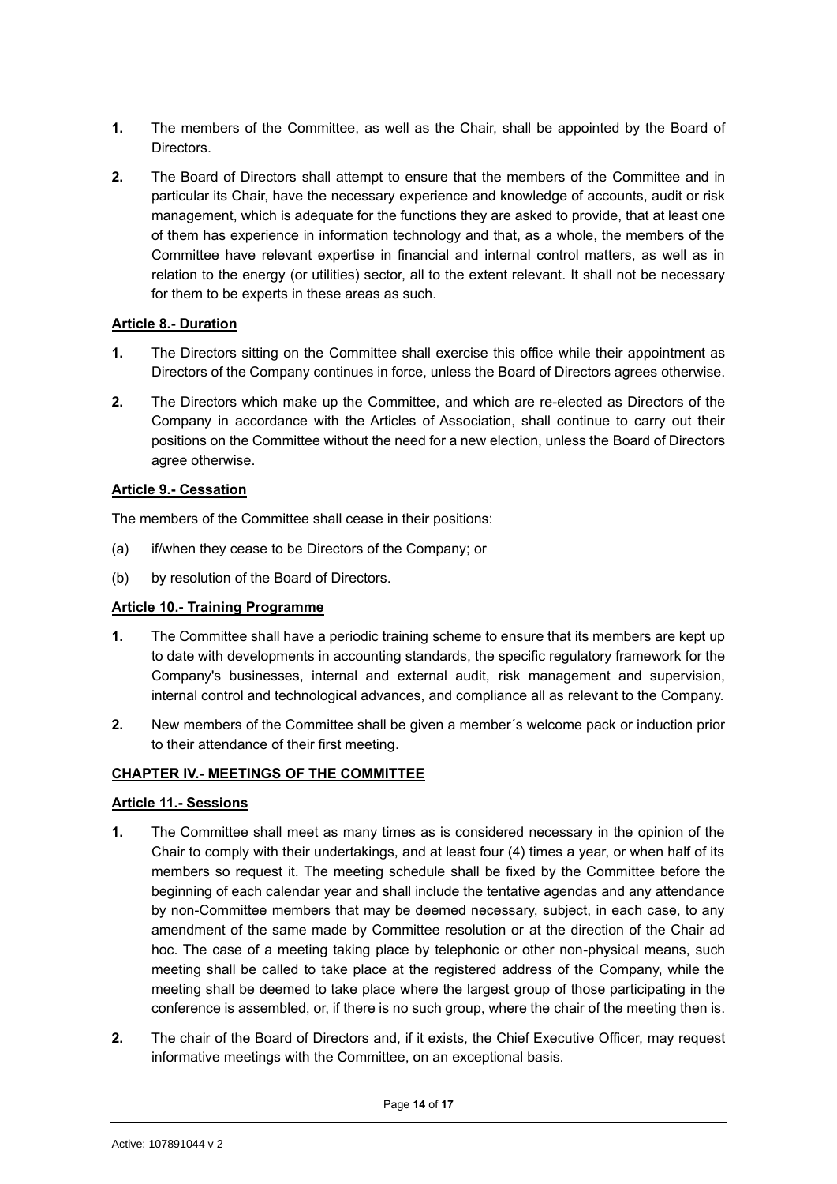**1.** The members of the Committee, as well as the Chair, shall be appointed by the Board of Directors.

**2.** The Board of Directors shall attempt to ensure that the members of the Committee and in particular its Chair, have the necessary experience and knowledge of accounts, audit or risk management, which is adequate for the functions they are asked to provide, that at least one of them has experience in information technology and that, as a whole, the members of the Committee have relevant expertise in financial and internal control matters, as well as in relation to the energy (or utilities) sector, all to the extent relevant. It shall not be necessary for them to be experts in these areas as such.

**Article 8.- Duration**

**1.** The Directors sitting on the Committee shall exercise this office while their appointment as Directors of the Company continues in force, unless the Board of Directors agrees otherwise.

**2.** The Directors which make up the Committee, and which are re-elected as Directors of the Company in accordance with the Articles of Association, shall continue to carry out their positions on the Committee without the need for a new election, unless the Board of Directors agree otherwise.

**Article 9.- Cessation**

The members of the Committee shall cease in their positions:

(a) if/when they cease to be Directors of the Company; or

(b) by resolution of the Board of Directors.

**Article 10.- Training Programme**

**1.** The Committee shall have a periodic training scheme to ensure that its members are kept up to date with developments in accounting standards, the specific regulatory framework for the Company's businesses, internal and external audit, risk management and supervision, internal control and technological advances, and compliance all as relevant to the Company.

**2.** New members of the Committee shall be given a member´s welcome pack or induction prior to their attendance of their first meeting.

**CHAPTER IV.- MEETINGS OF THE COMMITTEE**

**Article 11.- Sessions**

**1.** The Committee shall meet as many times as is considered necessary in the opinion of the Chair to comply with their undertakings, and at least four (4) times a year, or when half of its members so request it. The meeting schedule shall be fixed by the Committee before the beginning of each calendar year and shall include the tentative agendas and any attendance by non-Committee members that may be deemed necessary, subject, in each case, to any amendment of the same made by Committee resolution or at the direction of the Chair ad hoc. The case of a meeting taking place by telephonic or other non-physical means, such meeting shall be called to take place at the registered address of the Company, while the meeting shall be deemed to take place where the largest group of those participating in the conference is assembled, or, if there is no such group, where the chair of the meeting then is.

**2.** The chair of the Board of Directors and, if it exists, the Chief Executive Officer, may request informative meetings with the Committee, on an exceptional basis.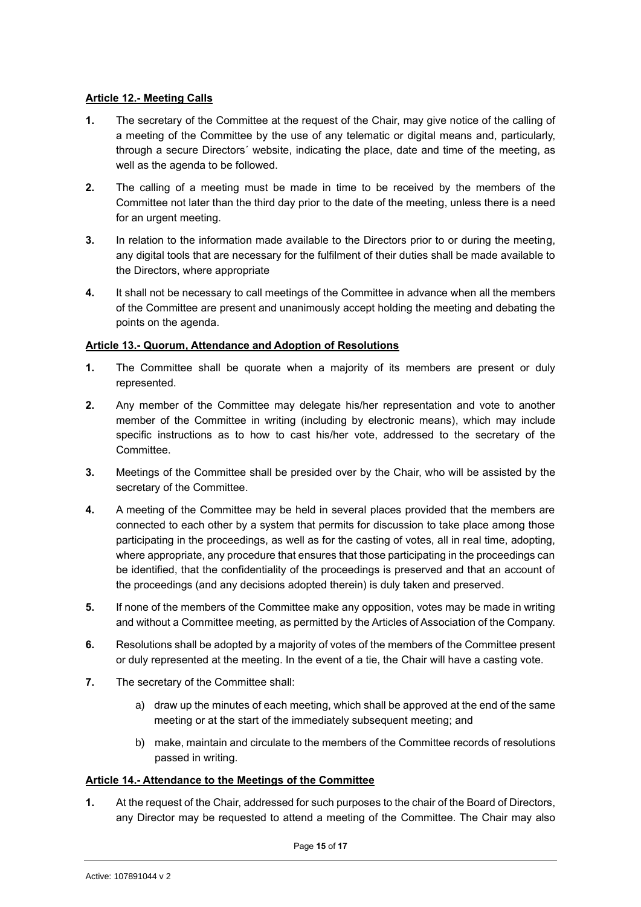**Article 12.- Meeting Calls**

1. The secretary of the Committee at the request of the Chair, may give notice of the calling of a meeting of the Committee by the use of any telematic or digital means and, particularly, through a secure Directors´ website, indicating the place, date and time of the meeting, as well as the agenda to be followed.

2. The calling of a meeting must be made in time to be received by the members of the Committee not later than the third day prior to the date of the meeting, unless there is a need for an urgent meeting.

3. In relation to the information made available to the Directors prior to or during the meeting, any digital tools that are necessary for the fulfilment of their duties shall be made available to the Directors, where appropriate

4. It shall not be necessary to call meetings of the Committee in advance when all the members of the Committee are present and unanimously accept holding the meeting and debating the points on the agenda.

**Article 13.- Quorum, Attendance and Adoption of Resolutions**

1. The Committee shall be quorate when a majority of its members are present or duly represented.

2. Any member of the Committee may delegate his/her representation and vote to another member of the Committee in writing (including by electronic means), which may include specific instructions as to how to cast his/her vote, addressed to the secretary of the Committee.

3. Meetings of the Committee shall be presided over by the Chair, who will be assisted by the secretary of the Committee.

4. A meeting of the Committee may be held in several places provided that the members are connected to each other by a system that permits for discussion to take place among those participating in the proceedings, as well as for the casting of votes, all in real time, adopting, where appropriate, any procedure that ensures that those participating in the proceedings can be identified, that the confidentiality of the proceedings is preserved and that an account of the proceedings (and any decisions adopted therein) is duly taken and preserved.

5. If none of the members of the Committee make any opposition, votes may be made in writing and without a Committee meeting, as permitted by the Articles of Association of the Company.

6. Resolutions shall be adopted by a majority of votes of the members of the Committee present or duly represented at the meeting. In the event of a tie, the Chair will have a casting vote.

7. The secretary of the Committee shall:

   a) draw up the minutes of each meeting, which shall be approved at the end of the same meeting or at the start of the immediately subsequent meeting; and

   b) make, maintain and circulate to the members of the Committee records of resolutions passed in writing.

**Article 14.- Attendance to the Meetings of the Committee**

1. At the request of the Chair, addressed for such purposes to the chair of the Board of Directors, any Director may be requested to attend a meeting of the Committee. The Chair may also

Active: 107891044 v 2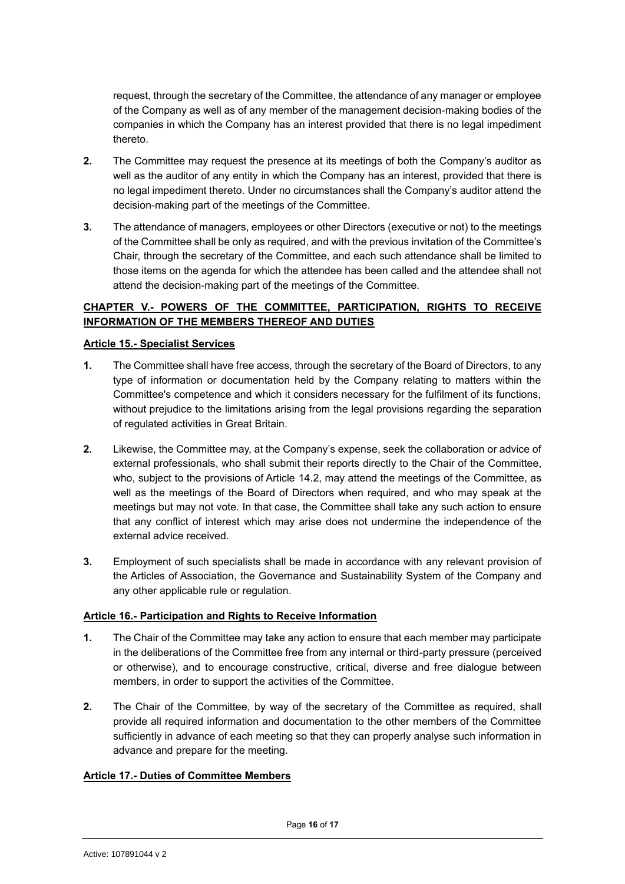request, through the secretary of the Committee, the attendance of any manager or employee of the Company as well as of any member of the management decision-making bodies of the companies in which the Company has an interest provided that there is no legal impediment thereto.

**2.** The Committee may request the presence at its meetings of both the Company's auditor as well as the auditor of any entity in which the Company has an interest, provided that there is no legal impediment thereto. Under no circumstances shall the Company's auditor attend the decision-making part of the meetings of the Committee.

**3.** The attendance of managers, employees or other Directors (executive or not) to the meetings of the Committee shall be only as required, and with the previous invitation of the Committee's Chair, through the secretary of the Committee, and each such attendance shall be limited to those items on the agenda for which the attendee has been called and the attendee shall not attend the decision-making part of the meetings of the Committee.

## **CHAPTER V.- POWERS OF THE COMMITTEE, PARTICIPATION, RIGHTS TO RECEIVE INFORMATION OF THE MEMBERS THEREOF AND DUTIES**

### **Article 15.- Specialist Services**

**1.** The Committee shall have free access, through the secretary of the Board of Directors, to any type of information or documentation held by the Company relating to matters within the Committee's competence and which it considers necessary for the fulfilment of its functions, without prejudice to the limitations arising from the legal provisions regarding the separation of regulated activities in Great Britain.

**2.** Likewise, the Committee may, at the Company's expense, seek the collaboration or advice of external professionals, who shall submit their reports directly to the Chair of the Committee, who, subject to the provisions of Article 14.2, may attend the meetings of the Committee, as well as the meetings of the Board of Directors when required, and who may speak at the meetings but may not vote. In that case, the Committee shall take any such action to ensure that any conflict of interest which may arise does not undermine the independence of the external advice received.

**3.** Employment of such specialists shall be made in accordance with any relevant provision of the Articles of Association, the Governance and Sustainability System of the Company and any other applicable rule or regulation.

### **Article 16.- Participation and Rights to Receive Information**

**1.** The Chair of the Committee may take any action to ensure that each member may participate in the deliberations of the Committee free from any internal or third-party pressure (perceived or otherwise), and to encourage constructive, critical, diverse and free dialogue between members, in order to support the activities of the Committee.

**2.** The Chair of the Committee, by way of the secretary of the Committee as required, shall provide all required information and documentation to the other members of the Committee sufficiently in advance of each meeting so that they can properly analyse such information in advance and prepare for the meeting.

### **Article 17.- Duties of Committee Members**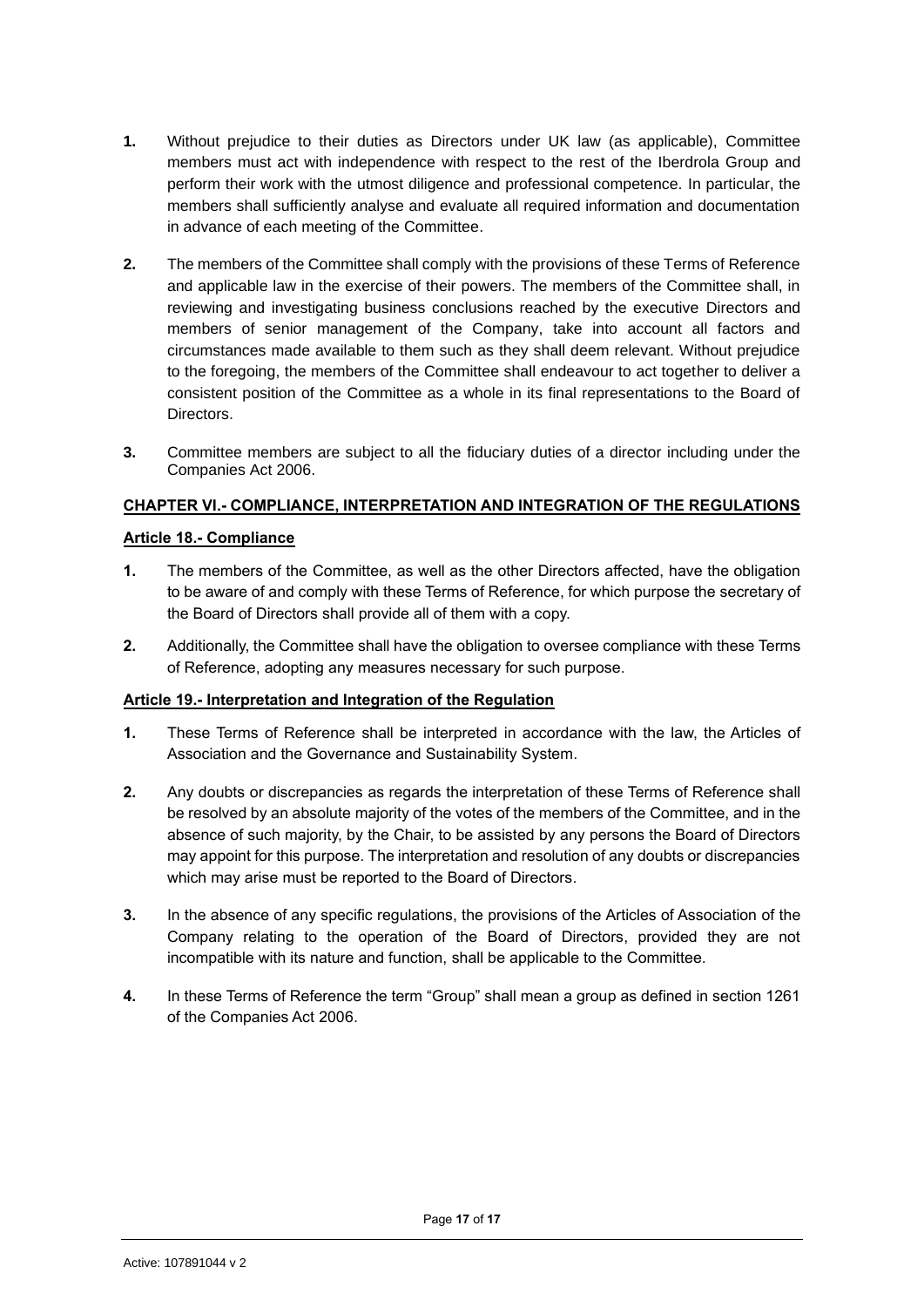1. Without prejudice to their duties as Directors under UK law (as applicable), Committee members must act with independence with respect to the rest of the Iberdrola Group and perform their work with the utmost diligence and professional competence. In particular, the members shall sufficiently analyse and evaluate all required information and documentation in advance of each meeting of the Committee.

2. The members of the Committee shall comply with the provisions of these Terms of Reference and applicable law in the exercise of their powers. The members of the Committee shall, in reviewing and investigating business conclusions reached by the executive Directors and members of senior management of the Company, take into account all factors and circumstances made available to them such as they shall deem relevant. Without prejudice to the foregoing, the members of the Committee shall endeavour to act together to deliver a consistent position of the Committee as a whole in its final representations to the Board of Directors.

3. Committee members are subject to all the fiduciary duties of a director including under the Companies Act 2006.

## CHAPTER VI.- COMPLIANCE, INTERPRETATION AND INTEGRATION OF THE REGULATIONS

### Article 18.- Compliance

1. The members of the Committee, as well as the other Directors affected, have the obligation to be aware of and comply with these Terms of Reference, for which purpose the secretary of the Board of Directors shall provide all of them with a copy.

2. Additionally, the Committee shall have the obligation to oversee compliance with these Terms of Reference, adopting any measures necessary for such purpose.

### Article 19.- Interpretation and Integration of the Regulation

1. These Terms of Reference shall be interpreted in accordance with the law, the Articles of Association and the Governance and Sustainability System.

2. Any doubts or discrepancies as regards the interpretation of these Terms of Reference shall be resolved by an absolute majority of the votes of the members of the Committee, and in the absence of such majority, by the Chair, to be assisted by any persons the Board of Directors may appoint for this purpose. The interpretation and resolution of any doubts or discrepancies which may arise must be reported to the Board of Directors.

3. In the absence of any specific regulations, the provisions of the Articles of Association of the Company relating to the operation of the Board of Directors, provided they are not incompatible with its nature and function, shall be applicable to the Committee.

4. In these Terms of Reference the term “Group” shall mean a group as defined in section 1261 of the Companies Act 2006.

Active: 107891044 v 2